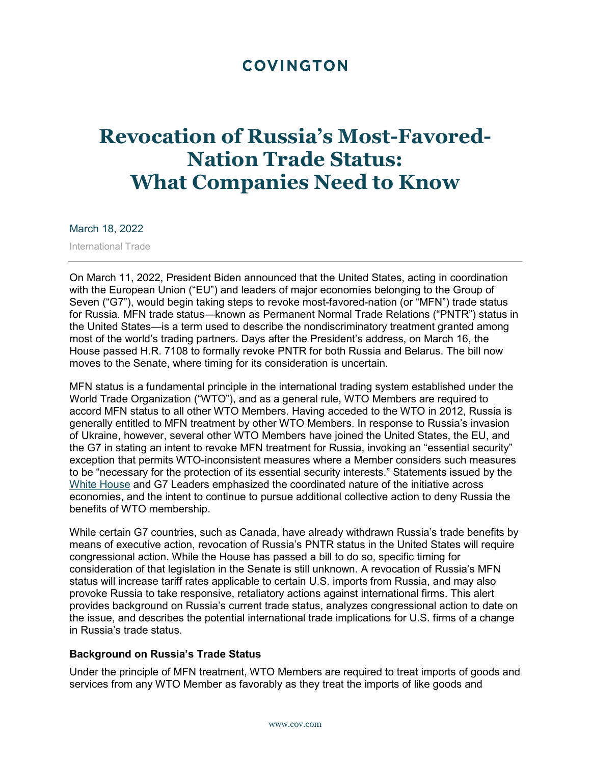COVINGTON

# Revocation of Russia's Most-Favored-Nation Trade Status: What Companies Need to Know

March 18, 2022

International Trade

---

On March 11, 2022, President Biden announced that the United States, acting in coordination with the European Union ("EU") and leaders of major economies belonging to the Group of Seven ("G7"), would begin taking steps to revoke most-favored-nation (or "MFN") trade status for Russia. MFN trade status—known as Permanent Normal Trade Relations ("PNTR") status in the United States—is a term used to describe the nondiscriminatory treatment granted among most of the world's trading partners. Days after the President's address, on March 16, the House passed H.R. 7108 to formally revoke PNTR for both Russia and Belarus. The bill now moves to the Senate, where timing for its consideration is uncertain.

MFN status is a fundamental principle in the international trading system established under the World Trade Organization ("WTO"), and as a general rule, WTO Members are required to accord MFN status to all other WTO Members. Having acceded to the WTO in 2012, Russia is generally entitled to MFN treatment by other WTO Members. In response to Russia's invasion of Ukraine, however, several other WTO Members have joined the United States, the EU, and the G7 in stating an intent to revoke MFN treatment for Russia, invoking an "essential security" exception that permits WTO-inconsistent measures where a Member considers such measures to be "necessary for the protection of its essential security interests." Statements issued by the White House and G7 Leaders emphasized the coordinated nature of the initiative across economies, and the intent to continue to pursue additional collective action to deny Russia the benefits of WTO membership.

While certain G7 countries, such as Canada, have already withdrawn Russia's trade benefits by means of executive action, revocation of Russia's PNTR status in the United States will require congressional action. While the House has passed a bill to do so, specific timing for consideration of that legislation in the Senate is still unknown. A revocation of Russia's MFN status will increase tariff rates applicable to certain U.S. imports from Russia, and may also provoke Russia to take responsive, retaliatory actions against international firms. This alert provides background on Russia's current trade status, analyzes congressional action to date on the issue, and describes the potential international trade implications for U.S. firms of a change in Russia's trade status.

**Background on Russia's Trade Status**

Under the principle of MFN treatment, WTO Members are required to treat imports of goods and services from any WTO Member as favorably as they treat the imports of like goods and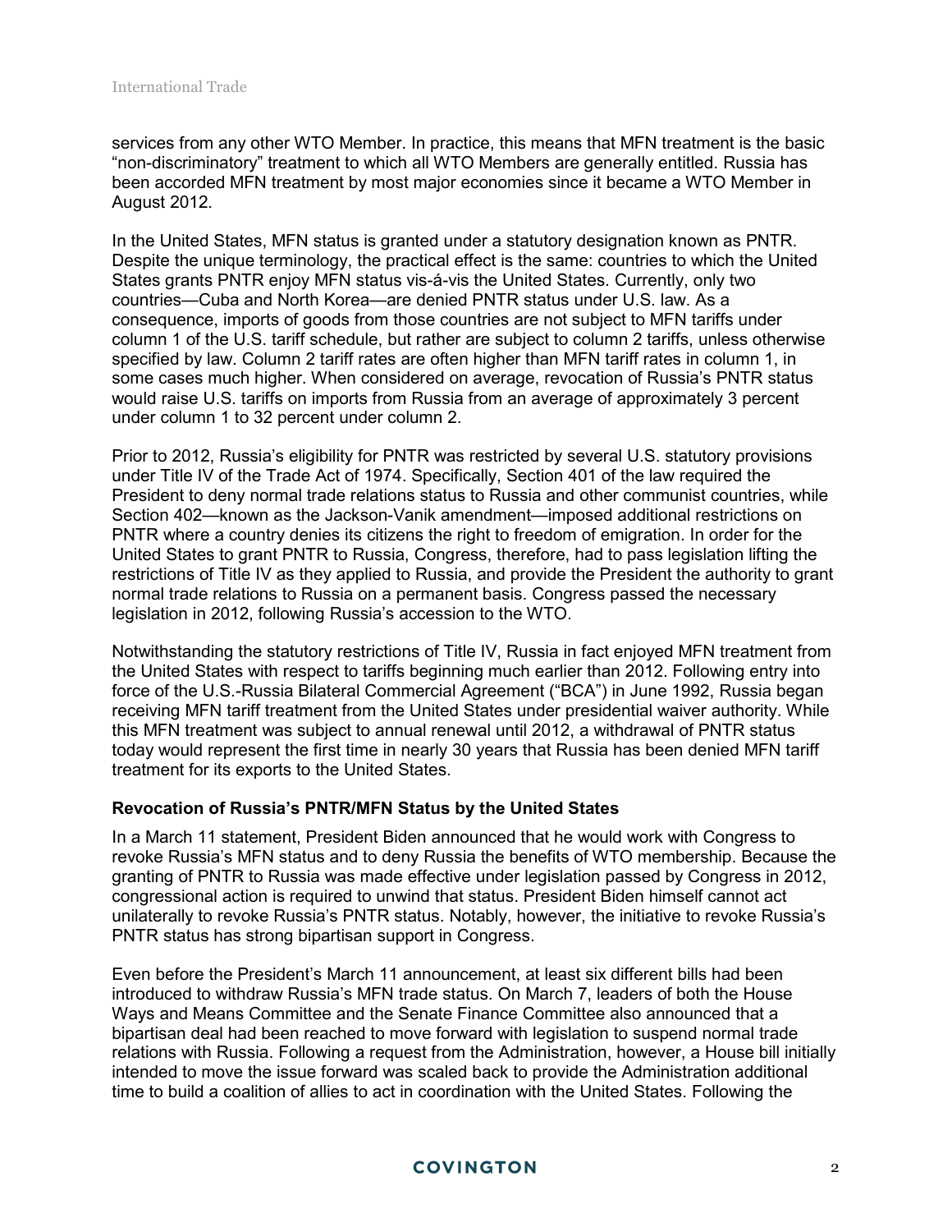services from any other WTO Member. In practice, this means that MFN treatment is the basic "non-discriminatory" treatment to which all WTO Members are generally entitled. Russia has been accorded MFN treatment by most major economies since it became a WTO Member in August 2012.

In the United States, MFN status is granted under a statutory designation known as PNTR. Despite the unique terminology, the practical effect is the same: countries to which the United States grants PNTR enjoy MFN status vis-á-vis the United States. Currently, only two countries—Cuba and North Korea—are denied PNTR status under U.S. law. As a consequence, imports of goods from those countries are not subject to MFN tariffs under column 1 of the U.S. tariff schedule, but rather are subject to column 2 tariffs, unless otherwise specified by law. Column 2 tariff rates are often higher than MFN tariff rates in column 1, in some cases much higher. When considered on average, revocation of Russia's PNTR status would raise U.S. tariffs on imports from Russia from an average of approximately 3 percent under column 1 to 32 percent under column 2.

Prior to 2012, Russia's eligibility for PNTR was restricted by several U.S. statutory provisions under Title IV of the Trade Act of 1974. Specifically, Section 401 of the law required the President to deny normal trade relations status to Russia and other communist countries, while Section 402—known as the Jackson-Vanik amendment—imposed additional restrictions on PNTR where a country denies its citizens the right to freedom of emigration. In order for the United States to grant PNTR to Russia, Congress, therefore, had to pass legislation lifting the restrictions of Title IV as they applied to Russia, and provide the President the authority to grant normal trade relations to Russia on a permanent basis. Congress passed the necessary legislation in 2012, following Russia's accession to the WTO.

Notwithstanding the statutory restrictions of Title IV, Russia in fact enjoyed MFN treatment from the United States with respect to tariffs beginning much earlier than 2012. Following entry into force of the U.S.-Russia Bilateral Commercial Agreement ("BCA") in June 1992, Russia began receiving MFN tariff treatment from the United States under presidential waiver authority. While this MFN treatment was subject to annual renewal until 2012, a withdrawal of PNTR status today would represent the first time in nearly 30 years that Russia has been denied MFN tariff treatment for its exports to the United States.

### Revocation of Russia's PNTR/MFN Status by the United States

In a March 11 statement, President Biden announced that he would work with Congress to revoke Russia's MFN status and to deny Russia the benefits of WTO membership. Because the granting of PNTR to Russia was made effective under legislation passed by Congress in 2012, congressional action is required to unwind that status. President Biden himself cannot act unilaterally to revoke Russia's PNTR status. Notably, however, the initiative to revoke Russia's PNTR status has strong bipartisan support in Congress.

Even before the President's March 11 announcement, at least six different bills had been introduced to withdraw Russia's MFN trade status. On March 7, leaders of both the House Ways and Means Committee and the Senate Finance Committee also announced that a bipartisan deal had been reached to move forward with legislation to suspend normal trade relations with Russia. Following a request from the Administration, however, a House bill initially intended to move the issue forward was scaled back to provide the Administration additional time to build a coalition of allies to act in coordination with the United States. Following the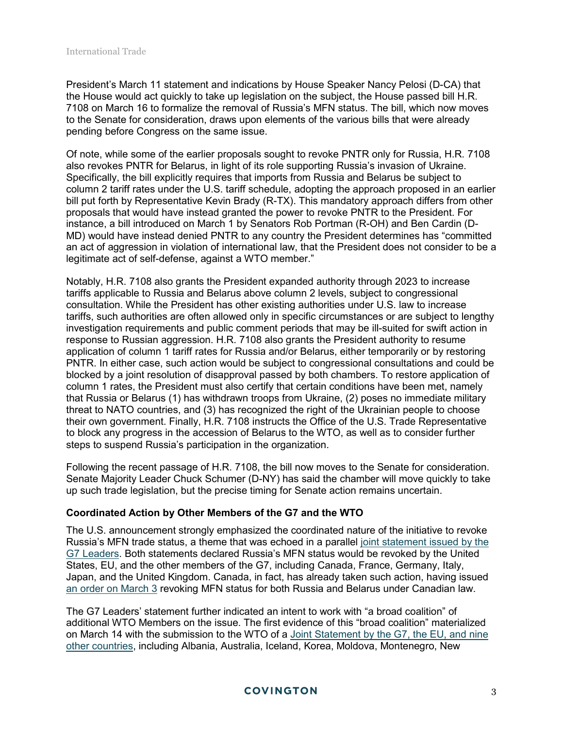President's March 11 statement and indications by House Speaker Nancy Pelosi (D-CA) that the House would act quickly to take up legislation on the subject, the House passed bill H.R. 7108 on March 16 to formalize the removal of Russia's MFN status. The bill, which now moves to the Senate for consideration, draws upon elements of the various bills that were already pending before Congress on the same issue.

Of note, while some of the earlier proposals sought to revoke PNTR only for Russia, H.R. 7108 also revokes PNTR for Belarus, in light of its role supporting Russia's invasion of Ukraine. Specifically, the bill explicitly requires that imports from Russia and Belarus be subject to column 2 tariff rates under the U.S. tariff schedule, adopting the approach proposed in an earlier bill put forth by Representative Kevin Brady (R-TX). This mandatory approach differs from other proposals that would have instead granted the power to revoke PNTR to the President. For instance, a bill introduced on March 1 by Senators Rob Portman (R-OH) and Ben Cardin (D-MD) would have instead denied PNTR to any country the President determines has "committed an act of aggression in violation of international law, that the President does not consider to be a legitimate act of self-defense, against a WTO member."

Notably, H.R. 7108 also grants the President expanded authority through 2023 to increase tariffs applicable to Russia and Belarus above column 2 levels, subject to congressional consultation. While the President has other existing authorities under U.S. law to increase tariffs, such authorities are often allowed only in specific circumstances or are subject to lengthy investigation requirements and public comment periods that may be ill-suited for swift action in response to Russian aggression. H.R. 7108 also grants the President authority to resume application of column 1 tariff rates for Russia and/or Belarus, either temporarily or by restoring PNTR. In either case, such action would be subject to congressional consultations and could be blocked by a joint resolution of disapproval passed by both chambers. To restore application of column 1 rates, the President must also certify that certain conditions have been met, namely that Russia or Belarus (1) has withdrawn troops from Ukraine, (2) poses no immediate military threat to NATO countries, and (3) has recognized the right of the Ukrainian people to choose their own government. Finally, H.R. 7108 instructs the Office of the U.S. Trade Representative to block any progress in the accession of Belarus to the WTO, as well as to consider further steps to suspend Russia's participation in the organization.

Following the recent passage of H.R. 7108, the bill now moves to the Senate for consideration. Senate Majority Leader Chuck Schumer (D-NY) has said the chamber will move quickly to take up such trade legislation, but the precise timing for Senate action remains uncertain.

**Coordinated Action by Other Members of the G7 and the WTO**

The U.S. announcement strongly emphasized the coordinated nature of the initiative to revoke Russia's MFN trade status, a theme that was echoed in a parallel joint statement issued by the G7 Leaders. Both statements declared Russia's MFN status would be revoked by the United States, EU, and the other members of the G7, including Canada, France, Germany, Italy, Japan, and the United Kingdom. Canada, in fact, has already taken such action, having issued an order on March 3 revoking MFN status for both Russia and Belarus under Canadian law.

The G7 Leaders' statement further indicated an intent to work with "a broad coalition" of additional WTO Members on the issue. The first evidence of this "broad coalition" materialized on March 14 with the submission to the WTO of a Joint Statement by the G7, the EU, and nine other countries, including Albania, Australia, Iceland, Korea, Moldova, Montenegro, New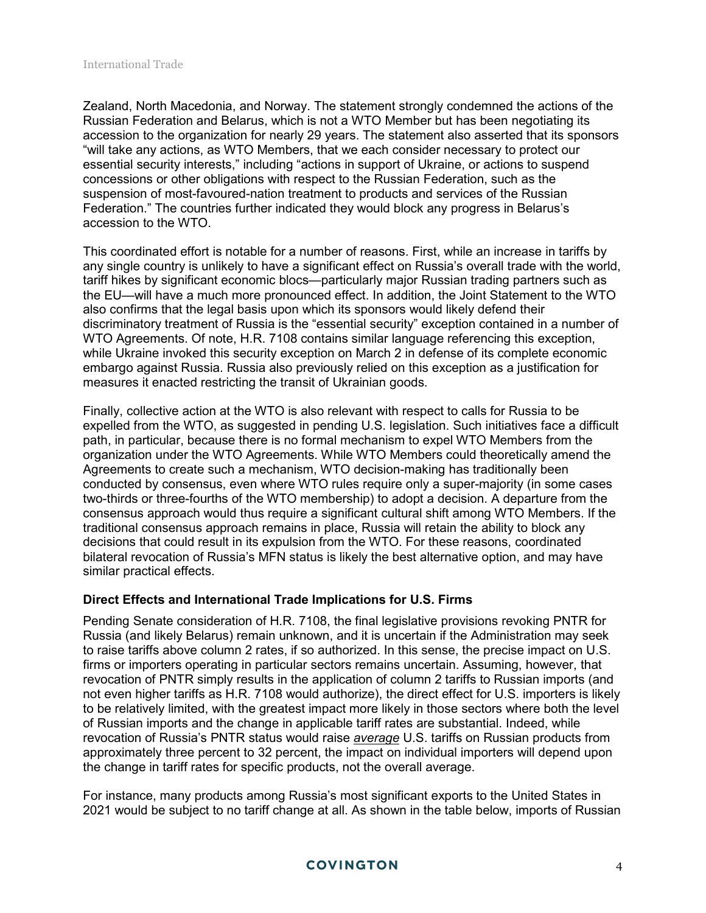Zealand, North Macedonia, and Norway. The statement strongly condemned the actions of the Russian Federation and Belarus, which is not a WTO Member but has been negotiating its accession to the organization for nearly 29 years. The statement also asserted that its sponsors "will take any actions, as WTO Members, that we each consider necessary to protect our essential security interests," including "actions in support of Ukraine, or actions to suspend concessions or other obligations with respect to the Russian Federation, such as the suspension of most-favoured-nation treatment to products and services of the Russian Federation." The countries further indicated they would block any progress in Belarus's accession to the WTO.

This coordinated effort is notable for a number of reasons. First, while an increase in tariffs by any single country is unlikely to have a significant effect on Russia's overall trade with the world, tariff hikes by significant economic blocs—particularly major Russian trading partners such as the EU—will have a much more pronounced effect. In addition, the Joint Statement to the WTO also confirms that the legal basis upon which its sponsors would likely defend their discriminatory treatment of Russia is the "essential security" exception contained in a number of WTO Agreements. Of note, H.R. 7108 contains similar language referencing this exception, while Ukraine invoked this security exception on March 2 in defense of its complete economic embargo against Russia. Russia also previously relied on this exception as a justification for measures it enacted restricting the transit of Ukrainian goods.

Finally, collective action at the WTO is also relevant with respect to calls for Russia to be expelled from the WTO, as suggested in pending U.S. legislation. Such initiatives face a difficult path, in particular, because there is no formal mechanism to expel WTO Members from the organization under the WTO Agreements. While WTO Members could theoretically amend the Agreements to create such a mechanism, WTO decision-making has traditionally been conducted by consensus, even where WTO rules require only a super-majority (in some cases two-thirds or three-fourths of the WTO membership) to adopt a decision. A departure from the consensus approach would thus require a significant cultural shift among WTO Members. If the traditional consensus approach remains in place, Russia will retain the ability to block any decisions that could result in its expulsion from the WTO. For these reasons, coordinated bilateral revocation of Russia's MFN status is likely the best alternative option, and may have similar practical effects.

### Direct Effects and International Trade Implications for U.S. Firms

Pending Senate consideration of H.R. 7108, the final legislative provisions revoking PNTR for Russia (and likely Belarus) remain unknown, and it is uncertain if the Administration may seek to raise tariffs above column 2 rates, if so authorized. In this sense, the precise impact on U.S. firms or importers operating in particular sectors remains uncertain. Assuming, however, that revocation of PNTR simply results in the application of column 2 tariffs to Russian imports (and not even higher tariffs as H.R. 7108 would authorize), the direct effect for U.S. importers is likely to be relatively limited, with the greatest impact more likely in those sectors where both the level of Russian imports and the change in applicable tariff rates are substantial. Indeed, while revocation of Russia's PNTR status would raise ***average*** U.S. tariffs on Russian products from approximately three percent to 32 percent, the impact on individual importers will depend upon the change in tariff rates for specific products, not the overall average.

For instance, many products among Russia's most significant exports to the United States in 2021 would be subject to no tariff change at all. As shown in the table below, imports of Russian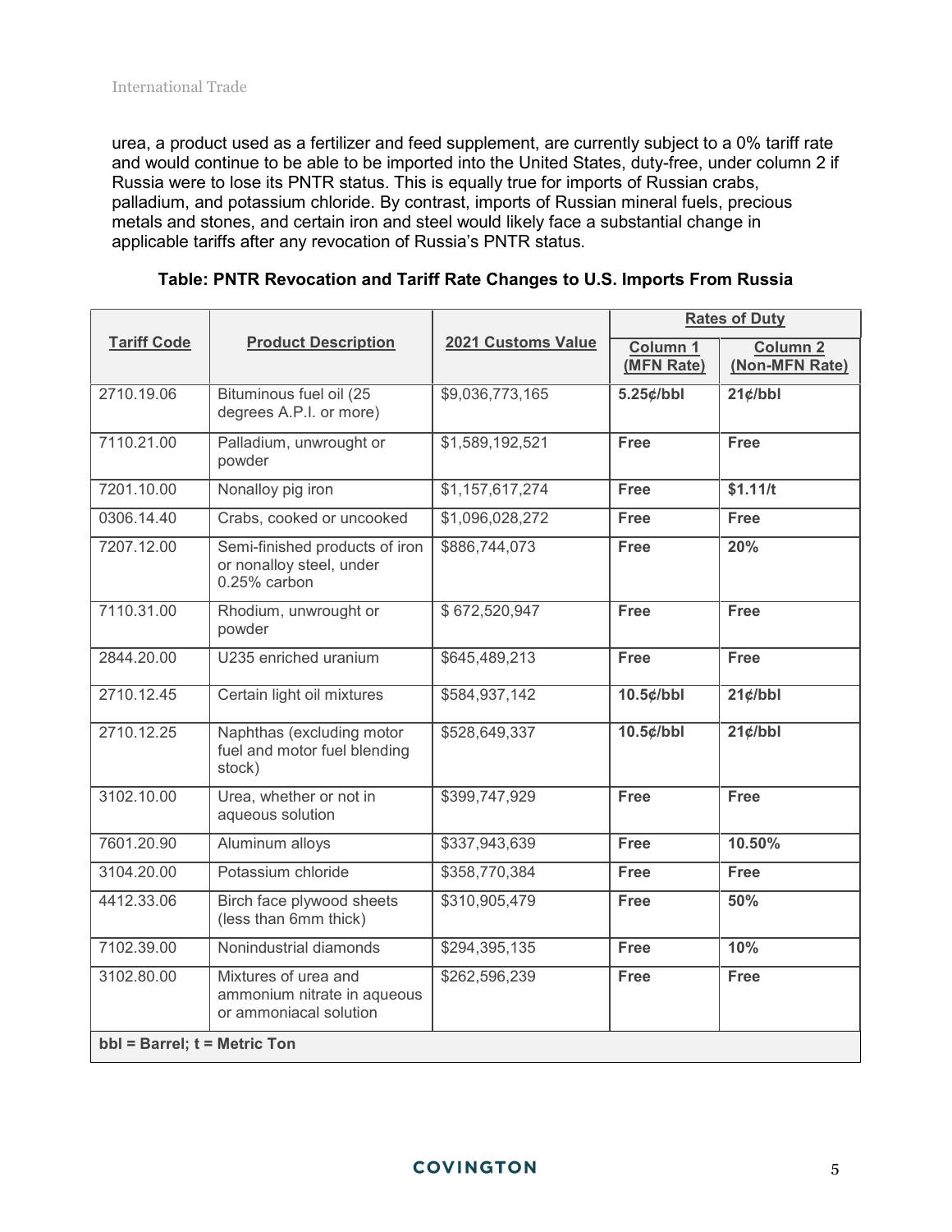urea, a product used as a fertilizer and feed supplement, are currently subject to a 0% tariff rate and would continue to be able to be imported into the United States, duty-free, under column 2 if Russia were to lose its PNTR status. This is equally true for imports of Russian crabs, palladium, and potassium chloride. By contrast, imports of Russian mineral fuels, precious metals and stones, and certain iron and steel would likely face a substantial change in applicable tariffs after any revocation of Russia's PNTR status.

**Table: PNTR Revocation and Tariff Rate Changes to U.S. Imports From Russia**

| Tariff Code | Product Description | 2021 Customs Value | Rates of Duty | |
|---|---|---|---|---|
| | | | Column 1 (MFN Rate) | Column 2 (Non-MFN Rate) |
| 2710.19.06 | Bituminous fuel oil (25 degrees A.P.I. or more) | $9,036,773,165 | **5.25¢/bbl** | **21¢/bbl** |
| 7110.21.00 | Palladium, unwrought or powder | $1,589,192,521 | **Free** | **Free** |
| 7201.10.00 | Nonalloy pig iron | $1,157,617,274 | **Free** | **$1.11/t** |
| 0306.14.40 | Crabs, cooked or uncooked | $1,096,028,272 | **Free** | **Free** |
| 7207.12.00 | Semi-finished products of iron or nonalloy steel, under 0.25% carbon | $886,744,073 | **Free** | **20%** |
| 7110.31.00 | Rhodium, unwrought or powder | $ 672,520,947 | **Free** | **Free** |
| 2844.20.00 | U235 enriched uranium | $645,489,213 | **Free** | **Free** |
| 2710.12.45 | Certain light oil mixtures | $584,937,142 | **10.5¢/bbl** | **21¢/bbl** |
| 2710.12.25 | Naphthas (excluding motor fuel and motor fuel blending stock) | $528,649,337 | **10.5¢/bbl** | **21¢/bbl** |
| 3102.10.00 | Urea, whether or not in aqueous solution | $399,747,929 | **Free** | **Free** |
| 7601.20.90 | Aluminum alloys | $337,943,639 | **Free** | **10.50%** |
| 3104.20.00 | Potassium chloride | $358,770,384 | **Free** | **Free** |
| 4412.33.06 | Birch face plywood sheets (less than 6mm thick) | $310,905,479 | **Free** | **50%** |
| 7102.39.00 | Nonindustrial diamonds | $294,395,135 | **Free** | **10%** |
| 3102.80.00 | Mixtures of urea and ammonium nitrate in aqueous or ammoniacal solution | $262,596,239 | **Free** | **Free** |
| **bbl = Barrel; t = Metric Ton** | | | | |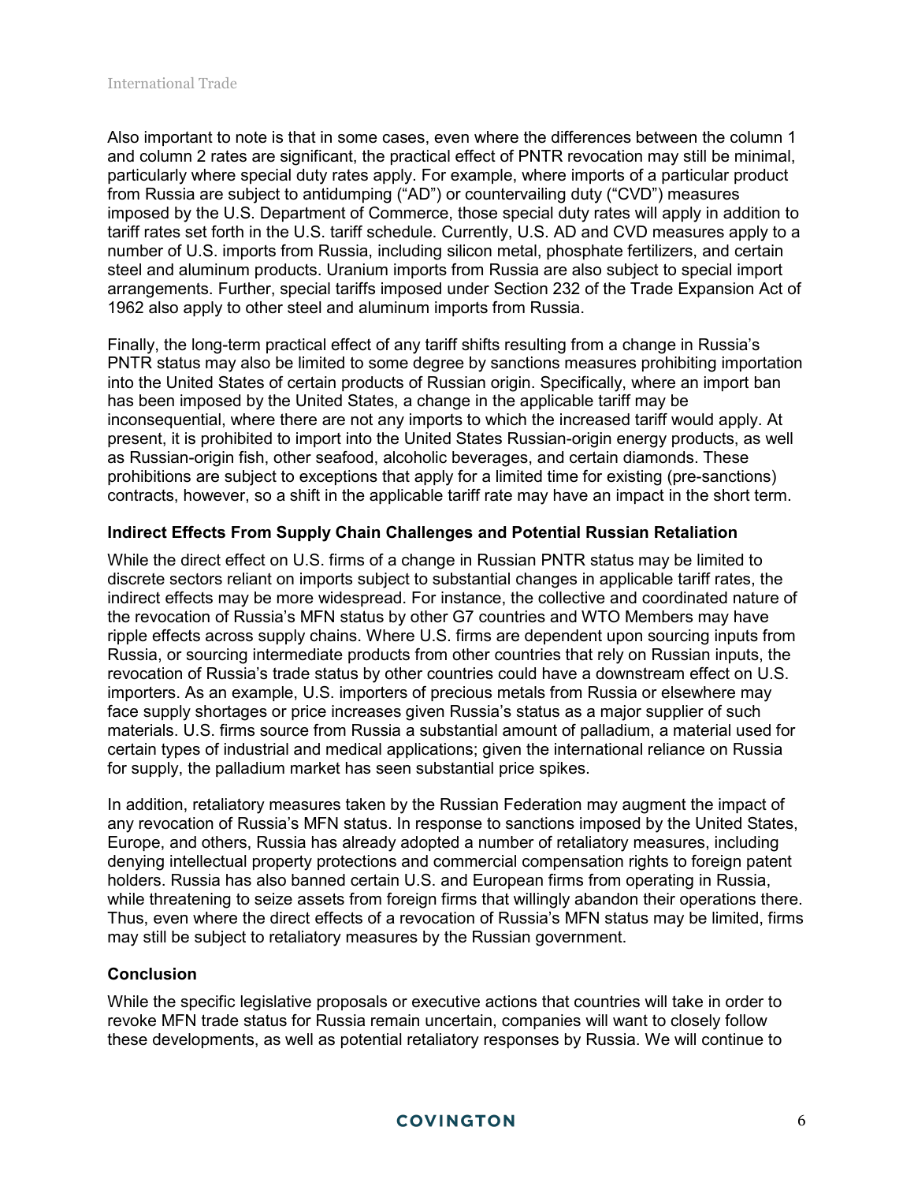Also important to note is that in some cases, even where the differences between the column 1 and column 2 rates are significant, the practical effect of PNTR revocation may still be minimal, particularly where special duty rates apply. For example, where imports of a particular product from Russia are subject to antidumping ("AD") or countervailing duty ("CVD") measures imposed by the U.S. Department of Commerce, those special duty rates will apply in addition to tariff rates set forth in the U.S. tariff schedule. Currently, U.S. AD and CVD measures apply to a number of U.S. imports from Russia, including silicon metal, phosphate fertilizers, and certain steel and aluminum products. Uranium imports from Russia are also subject to special import arrangements. Further, special tariffs imposed under Section 232 of the Trade Expansion Act of 1962 also apply to other steel and aluminum imports from Russia.

Finally, the long-term practical effect of any tariff shifts resulting from a change in Russia's PNTR status may also be limited to some degree by sanctions measures prohibiting importation into the United States of certain products of Russian origin. Specifically, where an import ban has been imposed by the United States, a change in the applicable tariff may be inconsequential, where there are not any imports to which the increased tariff would apply. At present, it is prohibited to import into the United States Russian-origin energy products, as well as Russian-origin fish, other seafood, alcoholic beverages, and certain diamonds. These prohibitions are subject to exceptions that apply for a limited time for existing (pre-sanctions) contracts, however, so a shift in the applicable tariff rate may have an impact in the short term.

### Indirect Effects From Supply Chain Challenges and Potential Russian Retaliation

While the direct effect on U.S. firms of a change in Russian PNTR status may be limited to discrete sectors reliant on imports subject to substantial changes in applicable tariff rates, the indirect effects may be more widespread. For instance, the collective and coordinated nature of the revocation of Russia's MFN status by other G7 countries and WTO Members may have ripple effects across supply chains. Where U.S. firms are dependent upon sourcing inputs from Russia, or sourcing intermediate products from other countries that rely on Russian inputs, the revocation of Russia's trade status by other countries could have a downstream effect on U.S. importers. As an example, U.S. importers of precious metals from Russia or elsewhere may face supply shortages or price increases given Russia's status as a major supplier of such materials. U.S. firms source from Russia a substantial amount of palladium, a material used for certain types of industrial and medical applications; given the international reliance on Russia for supply, the palladium market has seen substantial price spikes.

In addition, retaliatory measures taken by the Russian Federation may augment the impact of any revocation of Russia's MFN status. In response to sanctions imposed by the United States, Europe, and others, Russia has already adopted a number of retaliatory measures, including denying intellectual property protections and commercial compensation rights to foreign patent holders. Russia has also banned certain U.S. and European firms from operating in Russia, while threatening to seize assets from foreign firms that willingly abandon their operations there. Thus, even where the direct effects of a revocation of Russia's MFN status may be limited, firms may still be subject to retaliatory measures by the Russian government.

### Conclusion

While the specific legislative proposals or executive actions that countries will take in order to revoke MFN trade status for Russia remain uncertain, companies will want to closely follow these developments, as well as potential retaliatory responses by Russia. We will continue to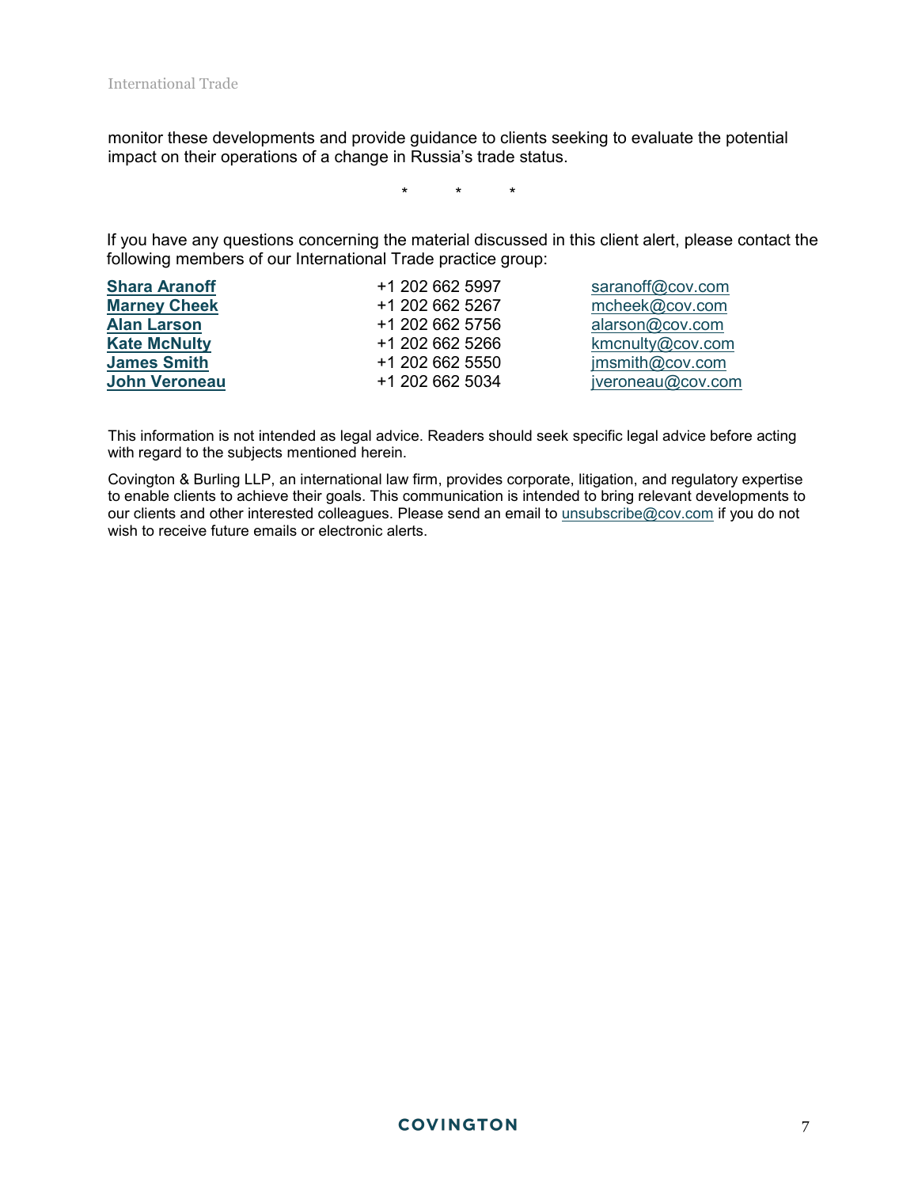monitor these developments and provide guidance to clients seeking to evaluate the potential impact on their operations of a change in Russia's trade status.

\* \* \*

If you have any questions concerning the material discussed in this client alert, please contact the following members of our International Trade practice group:

| | | |
|---|---|---|
| **Shara Aranoff** | +1 202 662 5997 | saranoff@cov.com |
| **Marney Cheek** | +1 202 662 5267 | mcheek@cov.com |
| **Alan Larson** | +1 202 662 5756 | alarson@cov.com |
| **Kate McNulty** | +1 202 662 5266 | kmcnulty@cov.com |
| **James Smith** | +1 202 662 5550 | jmsmith@cov.com |
| **John Veroneau** | +1 202 662 5034 | jveroneau@cov.com |

This information is not intended as legal advice. Readers should seek specific legal advice before acting with regard to the subjects mentioned herein.

Covington & Burling LLP, an international law firm, provides corporate, litigation, and regulatory expertise to enable clients to achieve their goals. This communication is intended to bring relevant developments to our clients and other interested colleagues. Please send an email to unsubscribe@cov.com if you do not wish to receive future emails or electronic alerts.